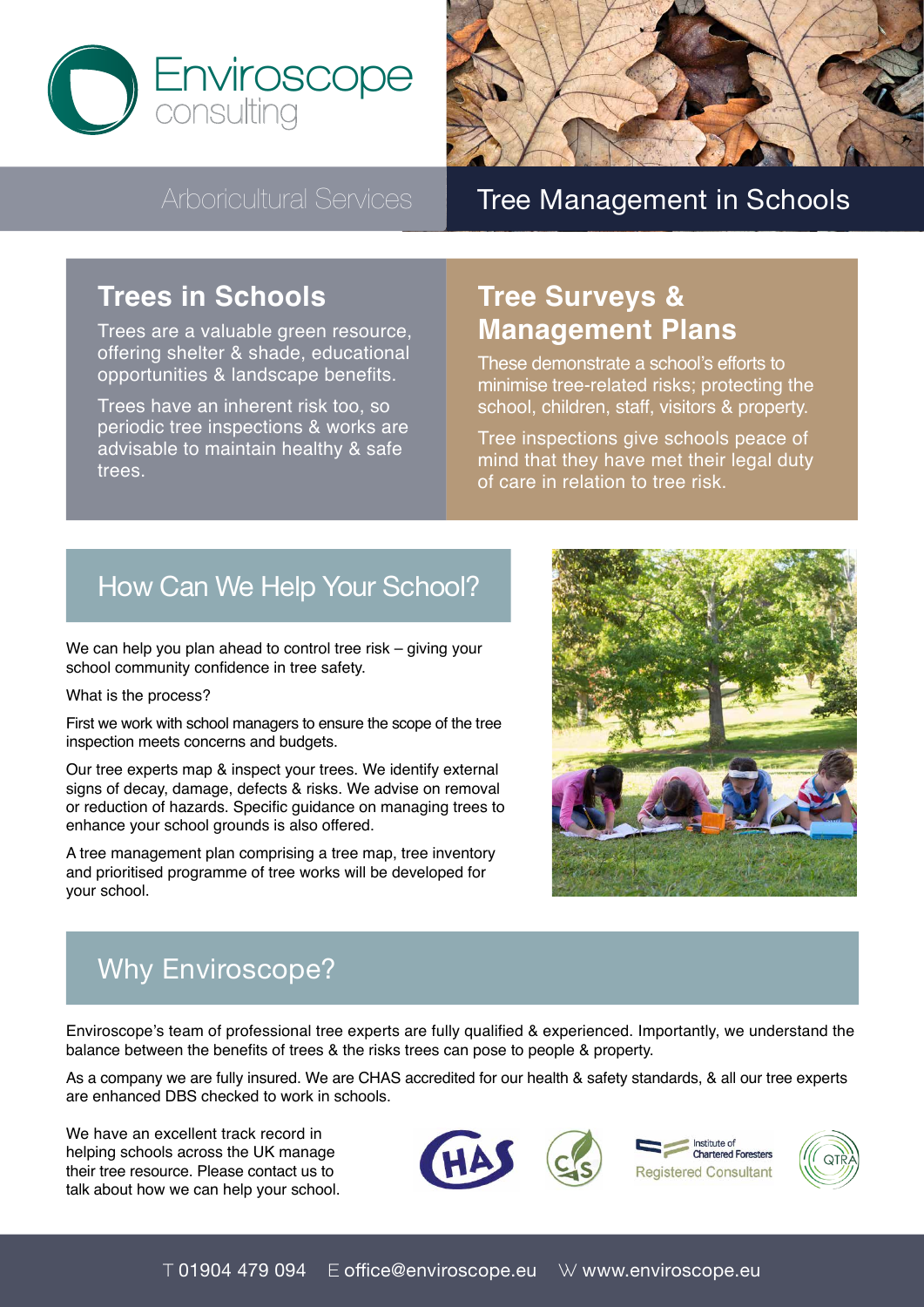Enviroscope consulting

Arboricultural Services

# Tree Management in Schools

## Trees in Schools

Trees are a valuable green resource, offering shelter & shade, educational opportunities & landscape benefits.

Trees have an inherent risk too, so periodic tree inspections & works are advisable to maintain healthy & safe trees.

## Tree Surveys & Management Plans

These demonstrate a school's efforts to minimise tree-related risks; protecting the school, children, staff, visitors & property.

Tree inspections give schools peace of mind that they have met their legal duty of care in relation to tree risk.

## How Can We Help Your School?

We can help you plan ahead to control tree risk – giving your school community confidence in tree safety.

What is the process?

First we work with school managers to ensure the scope of the tree inspection meets concerns and budgets.

Our tree experts map & inspect your trees. We identify external signs of decay, damage, defects & risks. We advise on removal or reduction of hazards. Specific guidance on managing trees to enhance your school grounds is also offered.

A tree management plan comprising a tree map, tree inventory and prioritised programme of tree works will be developed for your school.

## Why Enviroscope?

Enviroscope's team of professional tree experts are fully qualified & experienced. Importantly, we understand the balance between the benefits of trees & the risks trees can pose to people & property.

As a company we are fully insured. We are CHAS accredited for our health & safety standards, & all our tree experts are enhanced DBS checked to work in schools.

We have an excellent track record in helping schools across the UK manage their tree resource. Please contact us to talk about how we can help your school.

CHAS | Institute of Chartered Foresters Registered Consultant | QTRA

T 01904 479 094 E office@enviroscope.eu W www.enviroscope.eu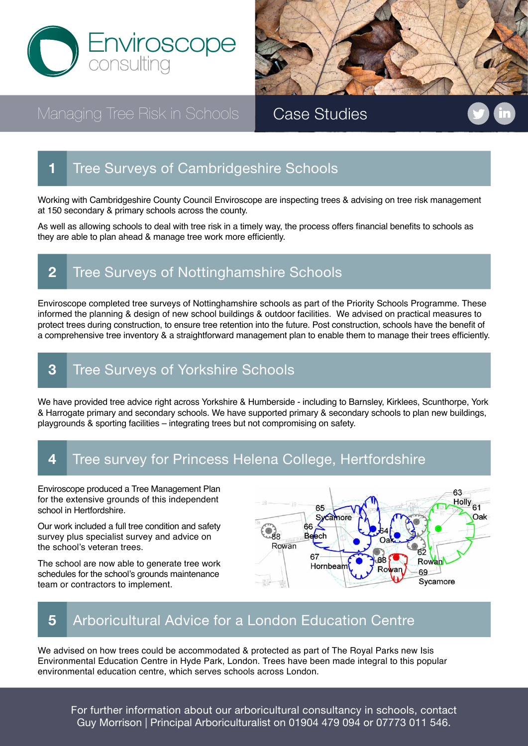Enviroscope consulting

Managing Tree Risk in Schools

# Case Studies

## 1 Tree Surveys of Cambridgeshire Schools

Working with Cambridgeshire County Council Enviroscope are inspecting trees & advising on tree risk management at 150 secondary & primary schools across the county.

As well as allowing schools to deal with tree risk in a timely way, the process offers financial benefits to schools as they are able to plan ahead & manage tree work more efficiently.

## 2 Tree Surveys of Nottinghamshire Schools

Enviroscope completed tree surveys of Nottinghamshire schools as part of the Priority Schools Programme. These informed the planning & design of new school buildings & outdoor facilities. We advised on practical measures to protect trees during construction, to ensure tree retention into the future. Post construction, schools have the benefit of a comprehensive tree inventory & a straightforward management plan to enable them to manage their trees efficiently.

## 3 Tree Surveys of Yorkshire Schools

We have provided tree advice right across Yorkshire & Humberside - including to Barnsley, Kirklees, Scunthorpe, York & Harrogate primary and secondary schools. We have supported primary & secondary schools to plan new buildings, playgrounds & sporting facilities – integrating trees but not compromising on safety.

## 4 Tree survey for Princess Helena College, Hertfordshire

Enviroscope produced a Tree Management Plan for the extensive grounds of this independent school in Hertfordshire.

Our work included a full tree condition and safety survey plus specialist survey and advice on the school's veteran trees.

The school are now able to generate tree work schedules for the school's grounds maintenance team or contractors to implement.

63 Holly
61 Oak
65 Sycamore
66 Beech
88 Rowan
64 Oak
62 Rowan
67 Hornbeam
68 Rowan
69 Sycamore

## 5 Arboricultural Advice for a London Education Centre

We advised on how trees could be accommodated & protected as part of The Royal Parks new Isis Environmental Education Centre in Hyde Park, London. Trees have been made integral to this popular environmental education centre, which serves schools across London.

For further information about our arboricultural consultancy in schools, contact Guy Morrison | Principal Arboriculturalist on 01904 479 094 or 07773 011 546.